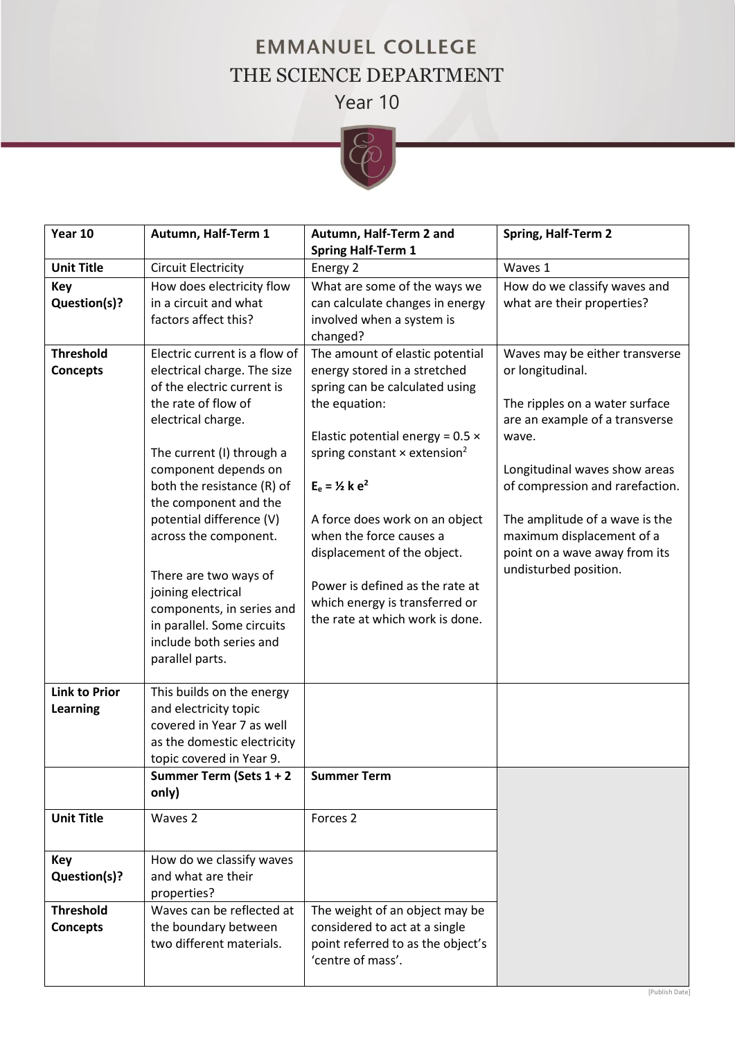# EMMANUEL COLLEGE

## THE SCIENCE DEPARTMENT

### Year 10

| Year 10 | Autumn, Half-Term 1 | Autumn, Half-Term 2 and Spring Half-Term 1 | Spring, Half-Term 2 |
|---|---|---|---|
| **Unit Title** | Circuit Electricity | Energy 2 | Waves 1 |
| **Key Question(s)?** | How does electricity flow in a circuit and what factors affect this? | What are some of the ways we can calculate changes in energy involved when a system is changed? | How do we classify waves and what are their properties? |
| **Threshold Concepts** | Electric current is a flow of electrical charge. The size of the electric current is the rate of flow of electrical charge.<br><br>The current (I) through a component depends on both the resistance (R) of the component and the potential difference (V) across the component.<br><br>There are two ways of joining electrical components, in series and in parallel. Some circuits include both series and parallel parts. | The amount of elastic potential energy stored in a stretched spring can be calculated using the equation:<br><br>Elastic potential energy = 0.5 × spring constant × extension$^2$<br><br>$\mathbf{E_e = \frac{1}{2} k e^2}$<br><br>A force does work on an object when the force causes a displacement of the object.<br><br>Power is defined as the rate at which energy is transferred or the rate at which work is done. | Waves may be either transverse or longitudinal.<br><br>The ripples on a water surface are an example of a transverse wave.<br><br>Longitudinal waves show areas of compression and rarefaction.<br><br>The amplitude of a wave is the maximum displacement of a point on a wave away from its undisturbed position. |
| **Link to Prior Learning** | This builds on the energy and electricity topic covered in Year 7 as well as the domestic electricity topic covered in Year 9. | | |
| | **Summer Term (Sets 1 + 2 only)** | **Summer Term** | |
| **Unit Title** | Waves 2 | Forces 2 | |
| **Key Question(s)?** | How do we classify waves and what are their properties? | | |
| **Threshold Concepts** | Waves can be reflected at the boundary between two different materials. | The weight of an object may be considered to act at a single point referred to as the object's 'centre of mass'. | |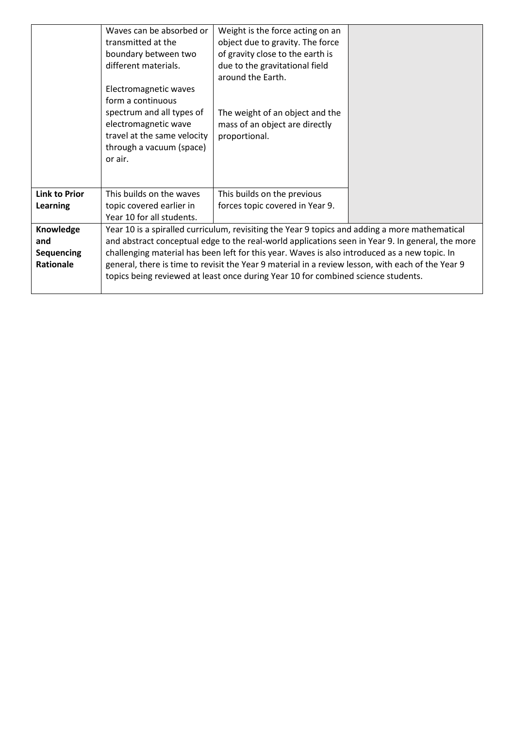| | | | |
|---|---|---|---|
| | Waves can be absorbed or transmitted at the boundary between two different materials.<br><br>Electromagnetic waves form a continuous spectrum and all types of electromagnetic wave travel at the same velocity through a vacuum (space) or air. | Weight is the force acting on an object due to gravity. The force of gravity close to the earth is due to the gravitational field around the Earth.<br><br>The weight of an object and the mass of an object are directly proportional. | |
| **Link to Prior Learning** | This builds on the waves topic covered earlier in Year 10 for all students. | This builds on the previous forces topic covered in Year 9. | |
| **Knowledge and Sequencing Rationale** | Year 10 is a spiralled curriculum, revisiting the Year 9 topics and adding a more mathematical and abstract conceptual edge to the real-world applications seen in Year 9. In general, the more challenging material has been left for this year. Waves is also introduced as a new topic. In general, there is time to revisit the Year 9 material in a review lesson, with each of the Year 9 topics being reviewed at least once during Year 10 for combined science students. | | |